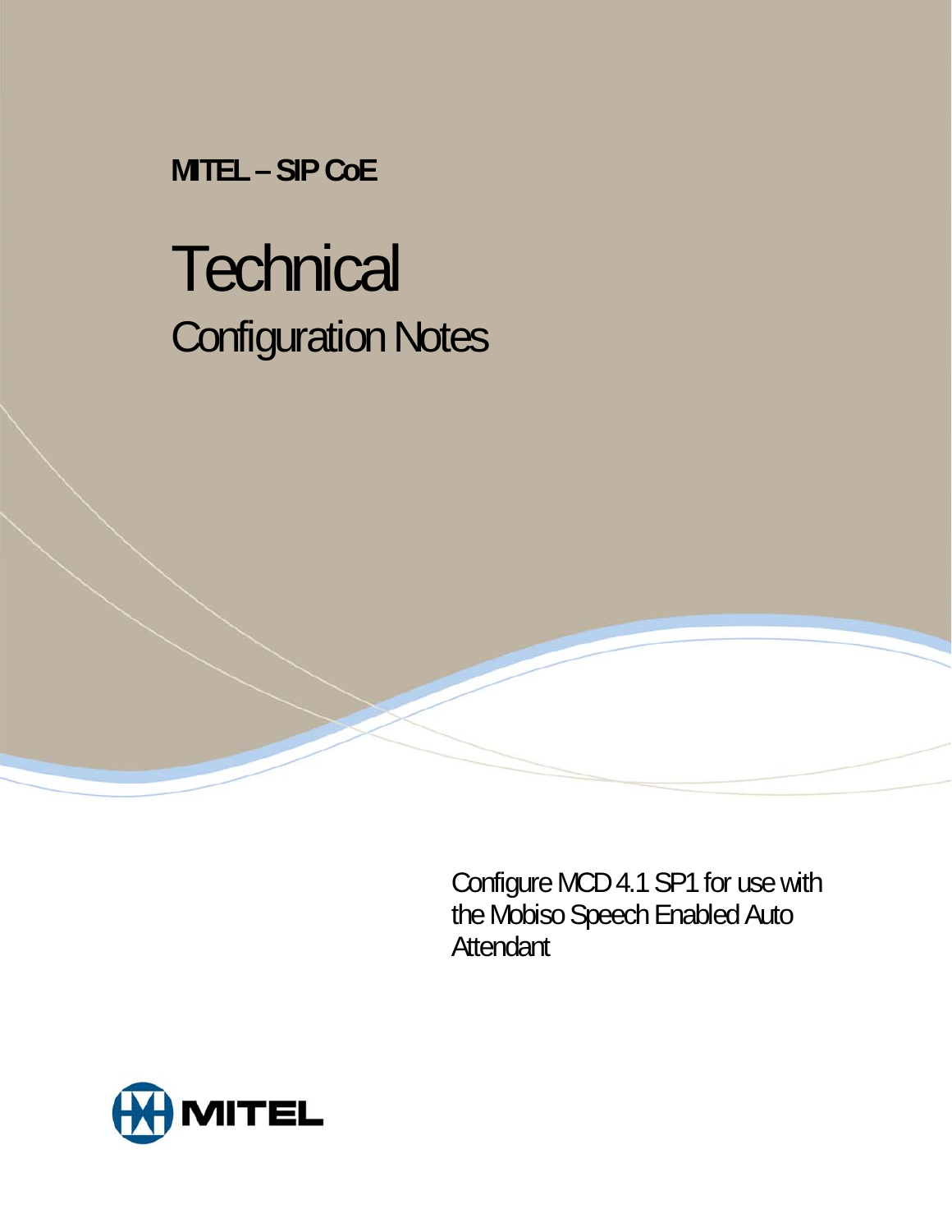**MITEL – SIP CoE**

# Technical

## Configuration Notes

Configure MCD 4.1 SP1 for use with the Mobiso Speech Enabled Auto Attendant

MITEL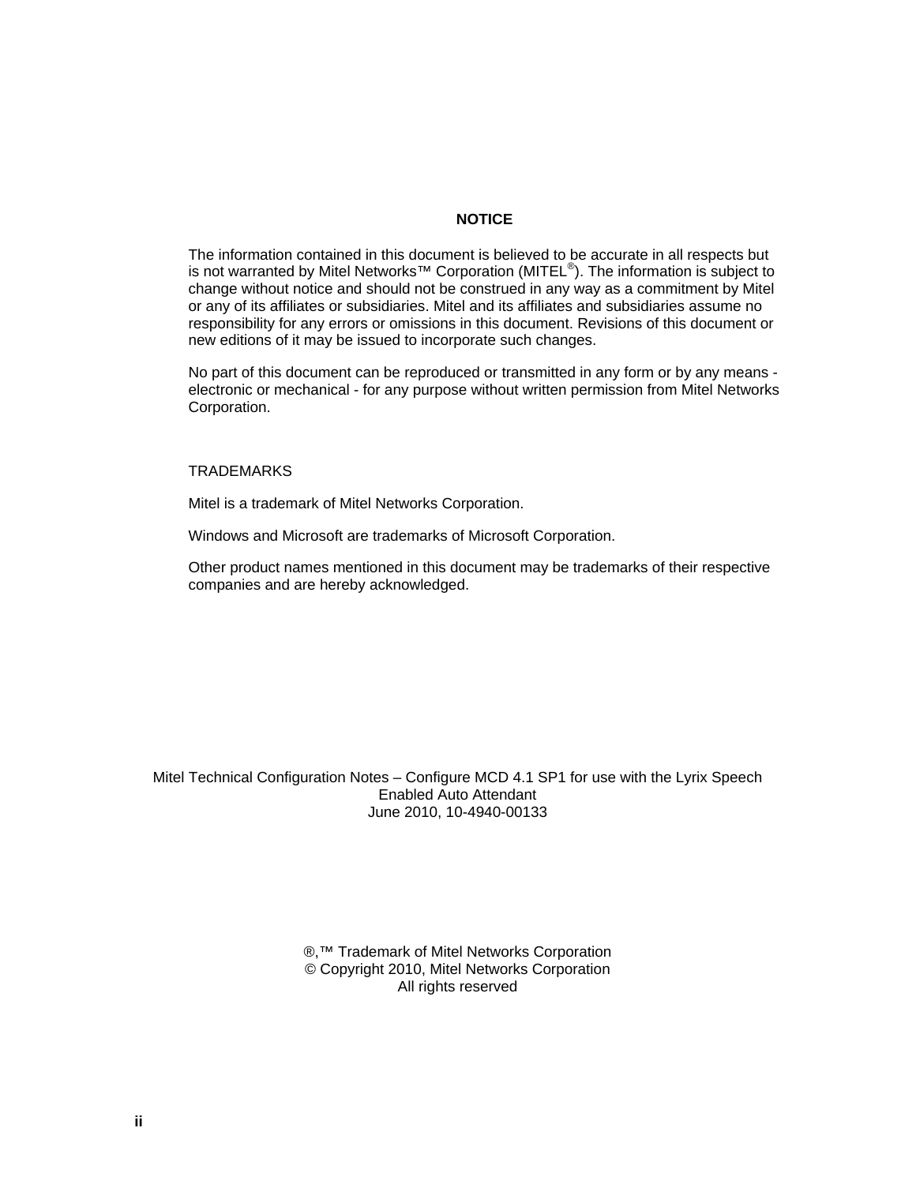## NOTICE

The information contained in this document is believed to be accurate in all respects but is not warranted by Mitel Networks™ Corporation (MITEL®). The information is subject to change without notice and should not be construed in any way as a commitment by Mitel or any of its affiliates or subsidiaries. Mitel and its affiliates and subsidiaries assume no responsibility for any errors or omissions in this document. Revisions of this document or new editions of it may be issued to incorporate such changes.

No part of this document can be reproduced or transmitted in any form or by any means - electronic or mechanical - for any purpose without written permission from Mitel Networks Corporation.

TRADEMARKS

Mitel is a trademark of Mitel Networks Corporation.

Windows and Microsoft are trademarks of Microsoft Corporation.

Other product names mentioned in this document may be trademarks of their respective companies and are hereby acknowledged.

Mitel Technical Configuration Notes – Configure MCD 4.1 SP1 for use with the Lyrix Speech Enabled Auto Attendant
June 2010, 10-4940-00133

®,™ Trademark of Mitel Networks Corporation
© Copyright 2010, Mitel Networks Corporation
All rights reserved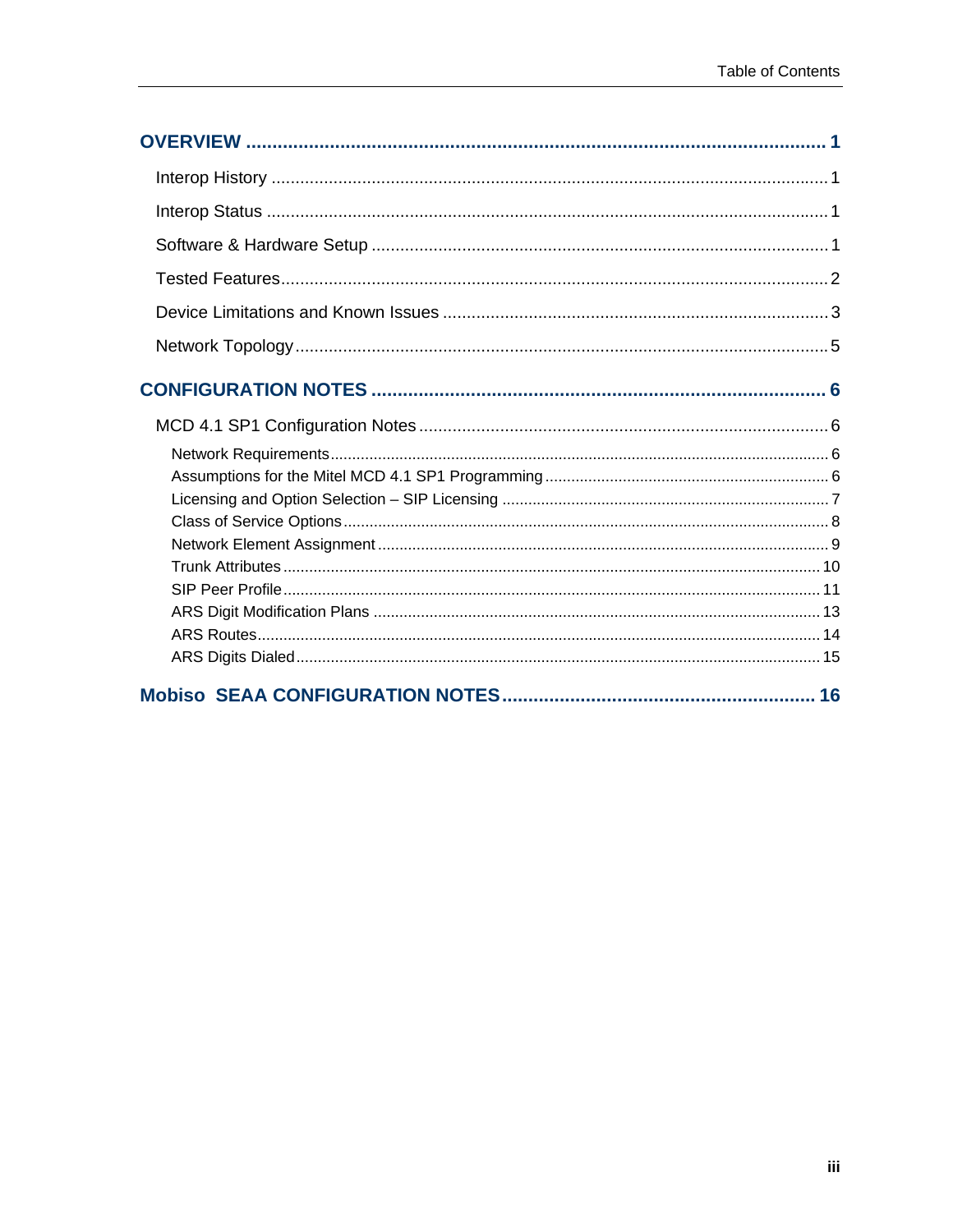OVERVIEW ..... 1

- Interop History ..... 1
- Interop Status ..... 1
- Software & Hardware Setup ..... 1
- Tested Features ..... 2
- Device Limitations and Known Issues ..... 3
- Network Topology ..... 5

CONFIGURATION NOTES ..... 6

- MCD 4.1 SP1 Configuration Notes ..... 6
  - Network Requirements ..... 6
  - Assumptions for the Mitel MCD 4.1 SP1 Programming ..... 6
  - Licensing and Option Selection – SIP Licensing ..... 7
  - Class of Service Options ..... 8
  - Network Element Assignment ..... 9
  - Trunk Attributes ..... 10
  - SIP Peer Profile ..... 11
  - ARS Digit Modification Plans ..... 13
  - ARS Routes ..... 14
  - ARS Digits Dialed ..... 15

Mobiso SEAA CONFIGURATION NOTES ..... 16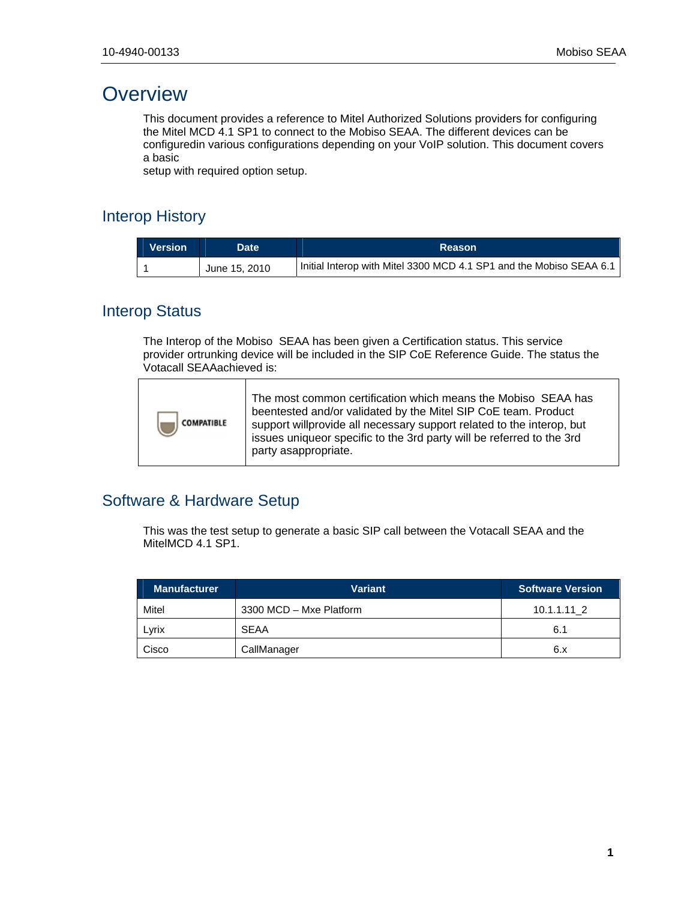# Overview

This document provides a reference to Mitel Authorized Solutions providers for configuring the Mitel MCD 4.1 SP1 to connect to the Mobiso SEAA. The different devices can be configuredin various configurations depending on your VoIP solution. This document covers a basic
setup with required option setup.

## Interop History

| Version | Date | Reason |
|---|---|---|
| 1 | June 15, 2010 | Initial Interop with Mitel 3300 MCD 4.1 SP1 and the Mobiso SEAA 6.1 |

## Interop Status

The Interop of the Mobiso SEAA has been given a Certification status. This service provider ortrunking device will be included in the SIP CoE Reference Guide. The status the Votacall SEAAachieved is:

| | |
|---|---|
| COMPATIBLE | The most common certification which means the Mobiso SEAA has beentested and/or validated by the Mitel SIP CoE team. Product support willprovide all necessary support related to the interop, but issues uniqueor specific to the 3rd party will be referred to the 3rd party asappropriate. |

## Software & Hardware Setup

This was the test setup to generate a basic SIP call between the Votacall SEAA and the MitelMCD 4.1 SP1.

| Manufacturer | Variant | Software Version |
|---|---|---|
| Mitel | 3300 MCD – Mxe Platform | 10.1.1.11_2 |
| Lyrix | SEAA | 6.1 |
| Cisco | CallManager | 6.x |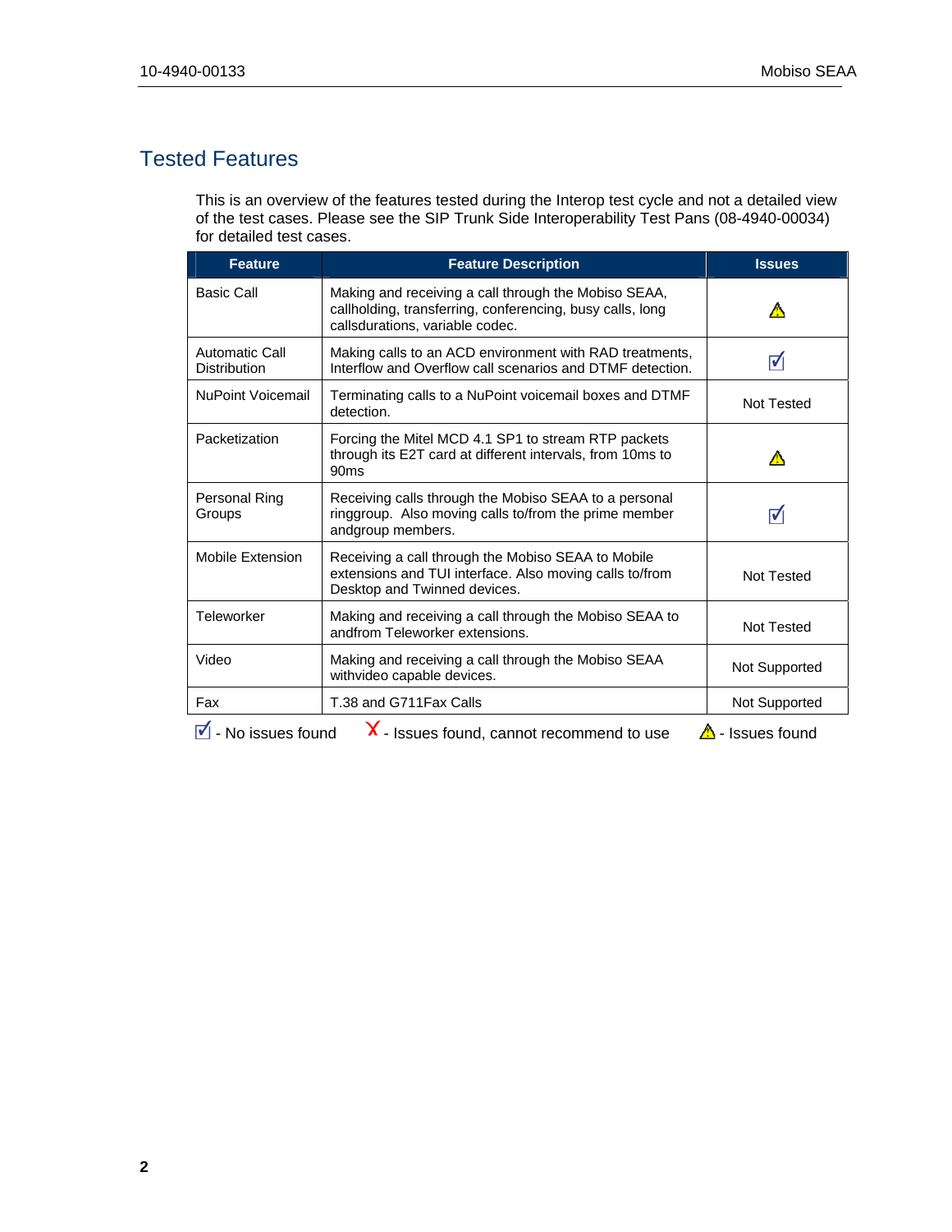## Tested Features

This is an overview of the features tested during the Interop test cycle and not a detailed view of the test cases. Please see the SIP Trunk Side Interoperability Test Pans (08-4940-00034) for detailed test cases.

| Feature | Feature Description | Issues |
|---|---|---|
| Basic Call | Making and receiving a call through the Mobiso SEAA, callholding, transferring, conferencing, busy calls, long callsdurations, variable codec. | ⚠ |
| Automatic Call Distribution | Making calls to an ACD environment with RAD treatments, Interflow and Overflow call scenarios and DTMF detection. | ☑ |
| NuPoint Voicemail | Terminating calls to a NuPoint voicemail boxes and DTMF detection. | Not Tested |
| Packetization | Forcing the Mitel MCD 4.1 SP1 to stream RTP packets through its E2T card at different intervals, from 10ms to 90ms | ⚠ |
| Personal Ring Groups | Receiving calls through the Mobiso SEAA to a personal ringgroup. Also moving calls to/from the prime member andgroup members. | ☑ |
| Mobile Extension | Receiving a call through the Mobiso SEAA to Mobile extensions and TUI interface. Also moving calls to/from Desktop and Twinned devices. | Not Tested |
| Teleworker | Making and receiving a call through the Mobiso SEAA to andfrom Teleworker extensions. | Not Tested |
| Video | Making and receiving a call through the Mobiso SEAA withvideo capable devices. | Not Supported |
| Fax | T.38 and G711Fax Calls | Not Supported |

☑ - No issues found ✗ - Issues found, cannot recommend to use ⚠ - Issues found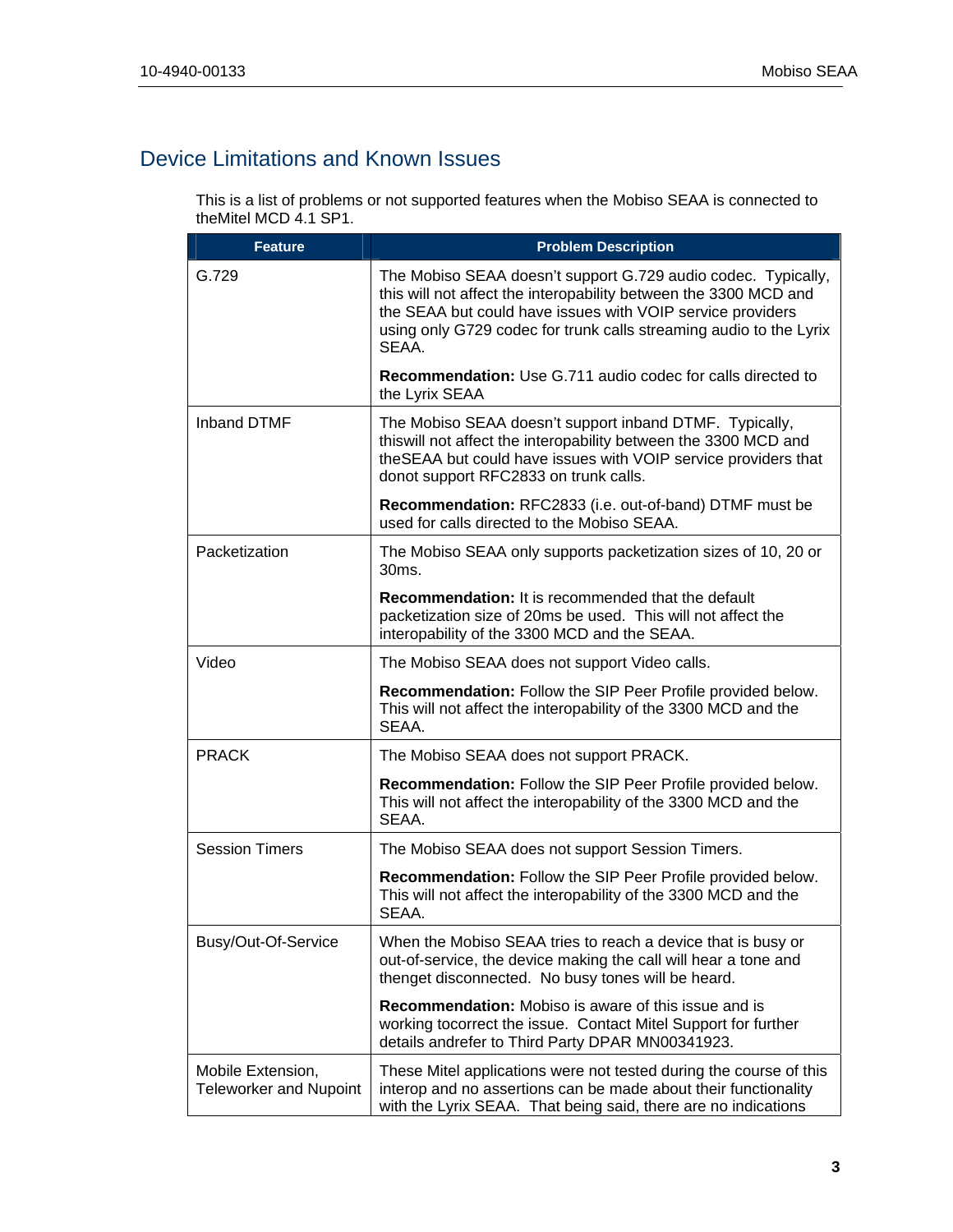## Device Limitations and Known Issues

This is a list of problems or not supported features when the Mobiso SEAA is connected to theMitel MCD 4.1 SP1.

| Feature | Problem Description |
| --- | --- |
| G.729 | The Mobiso SEAA doesn't support G.729 audio codec. Typically, this will not affect the interopability between the 3300 MCD and the SEAA but could have issues with VOIP service providers using only G729 codec for trunk calls streaming audio to the Lyrix SEAA.<br><br>**Recommendation:** Use G.711 audio codec for calls directed to the Lyrix SEAA |
| Inband DTMF | The Mobiso SEAA doesn't support inband DTMF. Typically, thiswill not affect the interopability between the 3300 MCD and theSEAA but could have issues with VOIP service providers that donot support RFC2833 on trunk calls.<br><br>**Recommendation:** RFC2833 (i.e. out-of-band) DTMF must be used for calls directed to the Mobiso SEAA. |
| Packetization | The Mobiso SEAA only supports packetization sizes of 10, 20 or 30ms.<br><br>**Recommendation:** It is recommended that the default packetization size of 20ms be used. This will not affect the interopability of the 3300 MCD and the SEAA. |
| Video | The Mobiso SEAA does not support Video calls.<br><br>**Recommendation:** Follow the SIP Peer Profile provided below. This will not affect the interopability of the 3300 MCD and the SEAA. |
| PRACK | The Mobiso SEAA does not support PRACK.<br><br>**Recommendation:** Follow the SIP Peer Profile provided below. This will not affect the interopability of the 3300 MCD and the SEAA. |
| Session Timers | The Mobiso SEAA does not support Session Timers.<br><br>**Recommendation:** Follow the SIP Peer Profile provided below. This will not affect the interopability of the 3300 MCD and the SEAA. |
| Busy/Out-Of-Service | When the Mobiso SEAA tries to reach a device that is busy or out-of-service, the device making the call will hear a tone and thenget disconnected. No busy tones will be heard.<br><br>**Recommendation:** Mobiso is aware of this issue and is working tocorrect the issue. Contact Mitel Support for further details andrefer to Third Party DPAR MN00341923. |
| Mobile Extension, Teleworker and Nupoint | These Mitel applications were not tested during the course of this interop and no assertions can be made about their functionality with the Lyrix SEAA. That being said, there are no indications |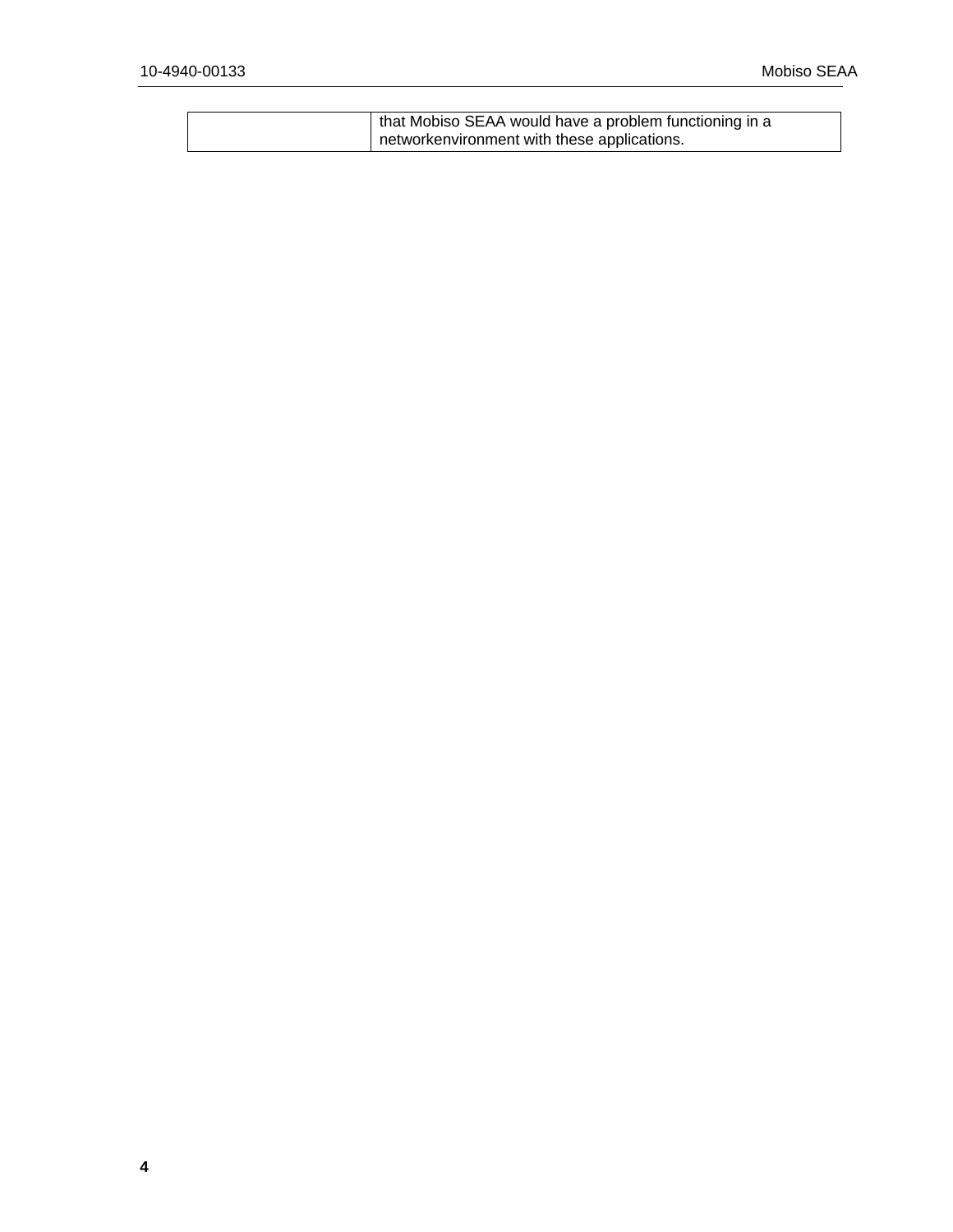| | |
|---|---|
| | that Mobiso SEAA would have a problem functioning in a networkenvironment with these applications. |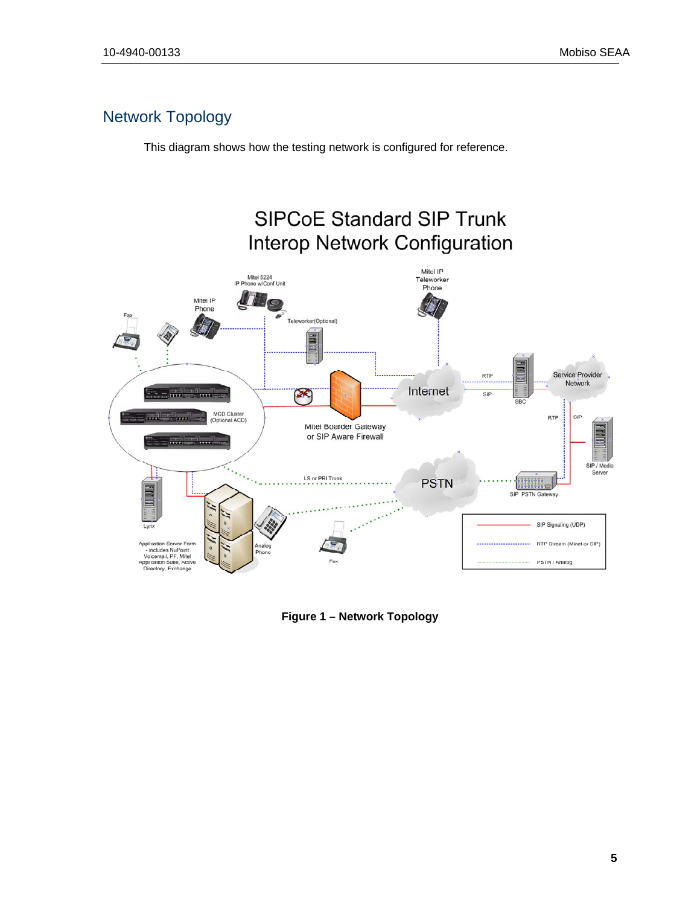## Network Topology

This diagram shows how the testing network is configured for reference.

**Figure 1 – Network Topology**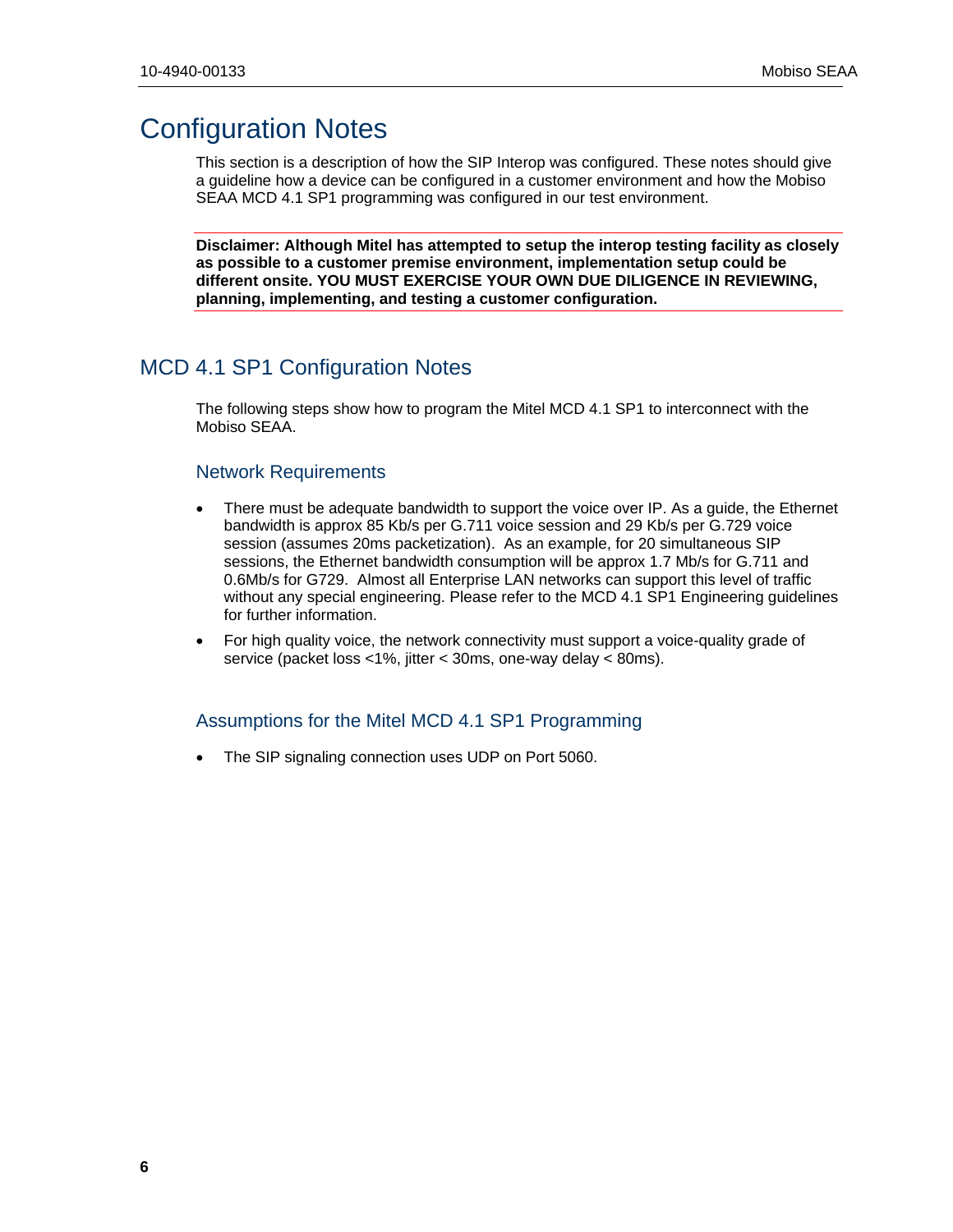# Configuration Notes

This section is a description of how the SIP Interop was configured. These notes should give a guideline how a device can be configured in a customer environment and how the Mobiso SEAA MCD 4.1 SP1 programming was configured in our test environment.

**Disclaimer: Although Mitel has attempted to setup the interop testing facility as closely as possible to a customer premise environment, implementation setup could be different onsite. YOU MUST EXERCISE YOUR OWN DUE DILIGENCE IN REVIEWING, planning, implementing, and testing a customer configuration.**

## MCD 4.1 SP1 Configuration Notes

The following steps show how to program the Mitel MCD 4.1 SP1 to interconnect with the Mobiso SEAA.

### Network Requirements

- There must be adequate bandwidth to support the voice over IP. As a guide, the Ethernet bandwidth is approx 85 Kb/s per G.711 voice session and 29 Kb/s per G.729 voice session (assumes 20ms packetization). As an example, for 20 simultaneous SIP sessions, the Ethernet bandwidth consumption will be approx 1.7 Mb/s for G.711 and 0.6Mb/s for G729. Almost all Enterprise LAN networks can support this level of traffic without any special engineering. Please refer to the MCD 4.1 SP1 Engineering guidelines for further information.
- For high quality voice, the network connectivity must support a voice-quality grade of service (packet loss <1%, jitter < 30ms, one-way delay < 80ms).

### Assumptions for the Mitel MCD 4.1 SP1 Programming

- The SIP signaling connection uses UDP on Port 5060.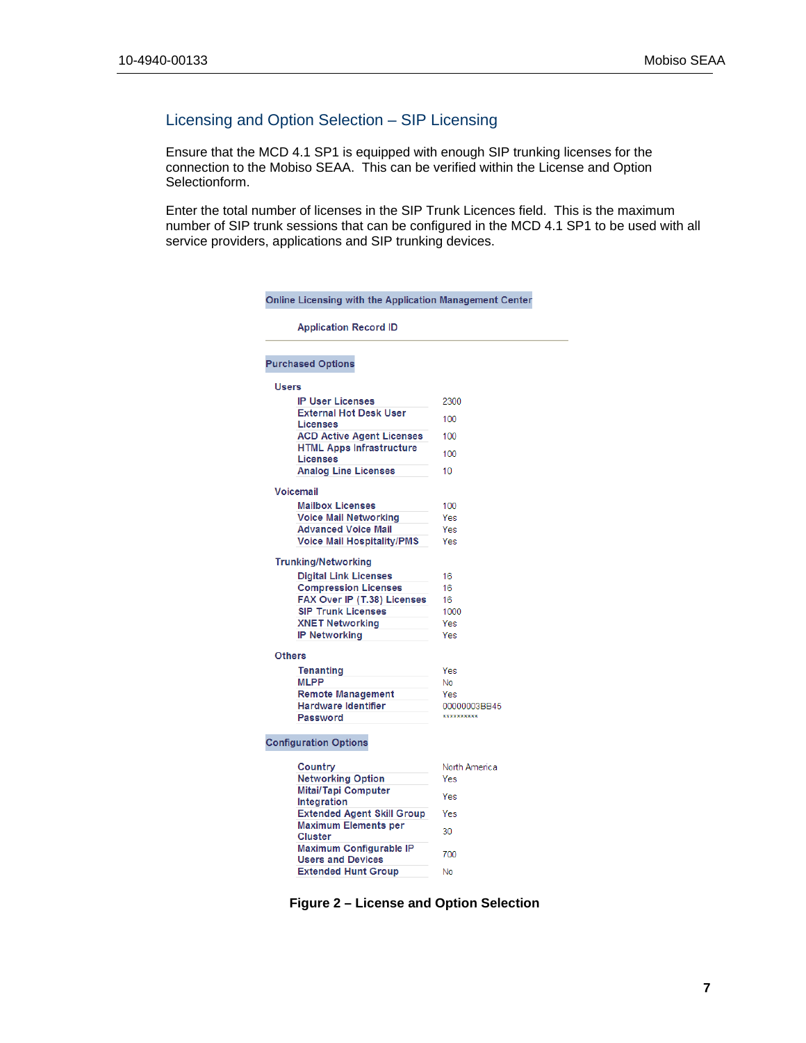## Licensing and Option Selection – SIP Licensing

Ensure that the MCD 4.1 SP1 is equipped with enough SIP trunking licenses for the connection to the Mobiso SEAA. This can be verified within the License and Option Selectionform.

Enter the total number of licenses in the SIP Trunk Licences field. This is the maximum number of SIP trunk sessions that can be configured in the MCD 4.1 SP1 to be used with all service providers, applications and SIP trunking devices.

**Online Licensing with the Application Management Center**

Application Record ID

**Purchased Options**

**Users**

| | |
|---|---|
| IP User Licenses | 2300 |
| External Hot Desk User Licenses | 100 |
| ACD Active Agent Licenses | 100 |
| HTML Apps Infrastructure Licenses | 100 |
| Analog Line Licenses | 10 |

**Voicemail**

| | |
|---|---|
| Mailbox Licenses | 100 |
| Voice Mail Networking | Yes |
| Advanced Voice Mail | Yes |
| Voice Mail Hospitality/PMS | Yes |

**Trunking/Networking**

| | |
|---|---|
| Digital Link Licenses | 16 |
| Compression Licenses | 16 |
| FAX Over IP (T.38) Licenses | 16 |
| SIP Trunk Licenses | 1000 |
| XNET Networking | Yes |
| IP Networking | Yes |

**Others**

| | |
|---|---|
| Tenanting | Yes |
| MLPP | No |
| Remote Management | Yes |
| Hardware Identifier | 00000003BB45 |
| Password | ********** |

**Configuration Options**

| | |
|---|---|
| Country | North America |
| Networking Option | Yes |
| Mitai/Tapi Computer Integration | Yes |
| Extended Agent Skill Group | Yes |
| Maximum Elements per Cluster | 30 |
| Maximum Configurable IP Users and Devices | 700 |
| Extended Hunt Group | No |

**Figure 2 – License and Option Selection**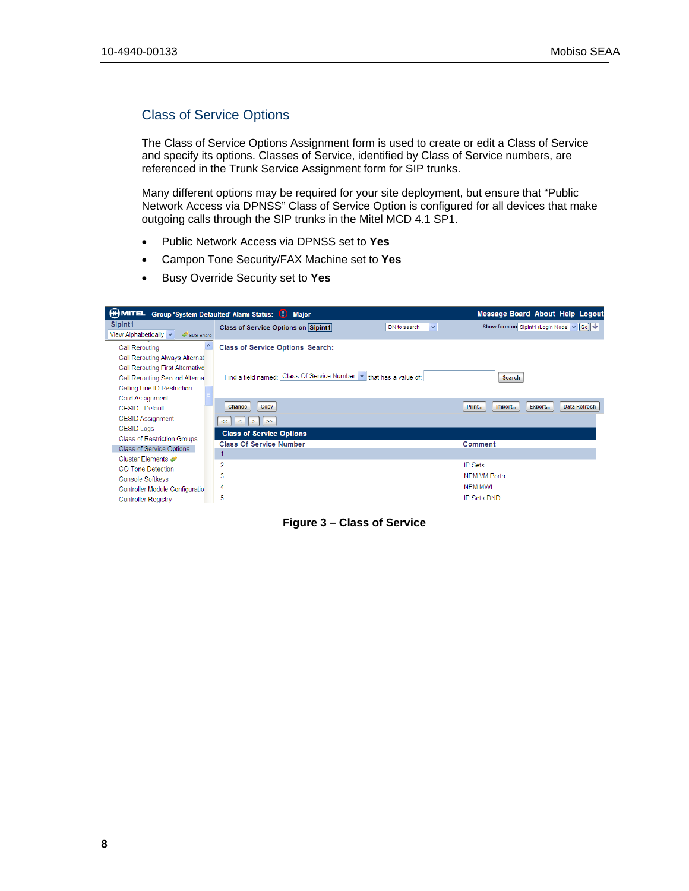## Class of Service Options

The Class of Service Options Assignment form is used to create or edit a Class of Service and specify its options. Classes of Service, identified by Class of Service numbers, are referenced in the Trunk Service Assignment form for SIP trunks.

Many different options may be required for your site deployment, but ensure that "Public Network Access via DPNSS" Class of Service Option is configured for all devices that make outgoing calls through the SIP trunks in the Mitel MCD 4.1 SP1.

- Public Network Access via DPNSS set to **Yes**
- Campon Tone Security/FAX Machine set to **Yes**
- Busy Override Security set to **Yes**

**Figure 3 – Class of Service**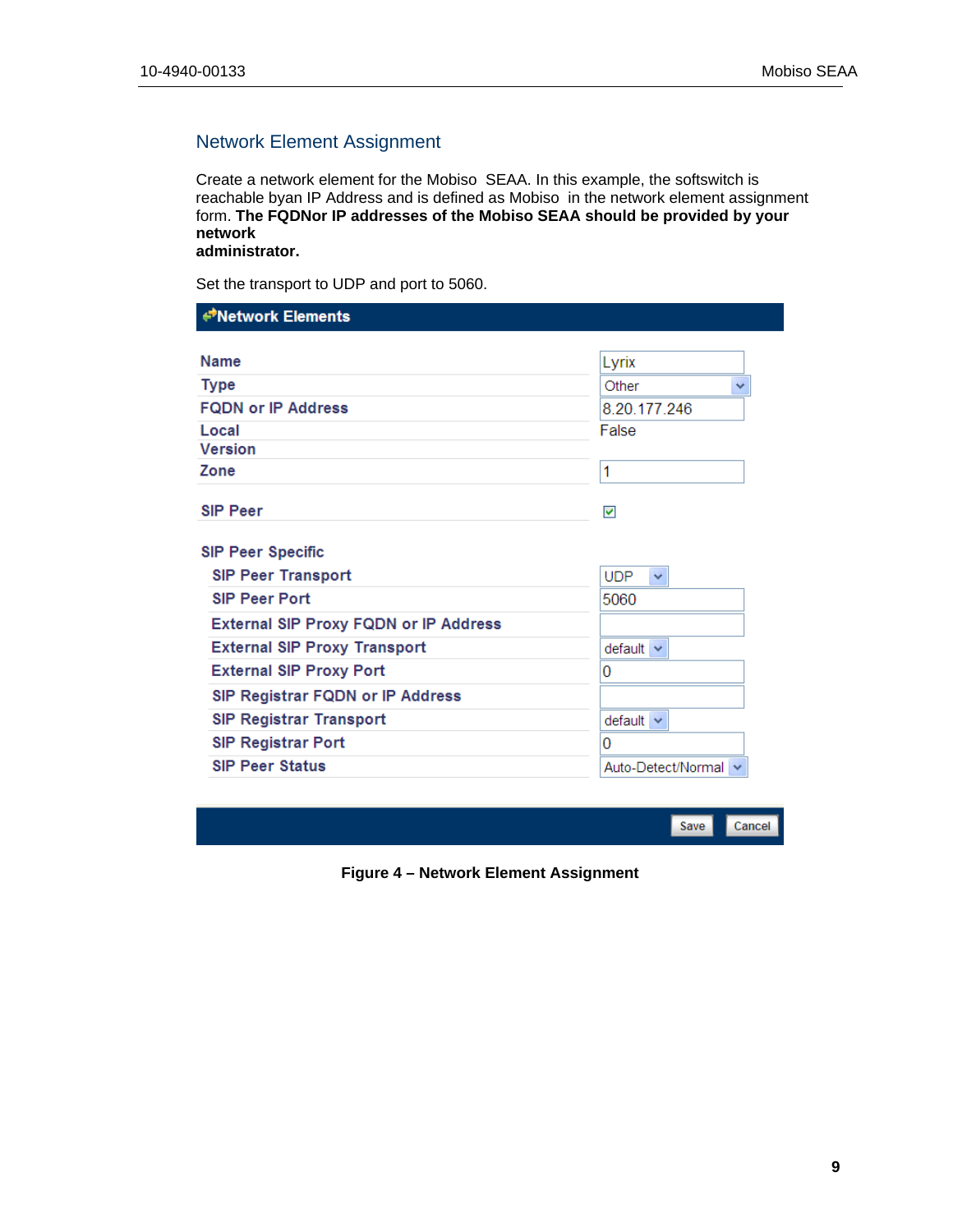## Network Element Assignment

Create a network element for the Mobiso SEAA. In this example, the softswitch is reachable byan IP Address and is defined as Mobiso in the network element assignment form. **The FQDNor IP addresses of the Mobiso SEAA should be provided by your network administrator.**

Set the transport to UDP and port to 5060.

**Network Elements**

| Field | Value |
|---|---|
| Name | Lyrix |
| Type | Other |
| FQDN or IP Address | 8.20.177.246 |
| Local | False |
| Version | |
| Zone | 1 |
| SIP Peer | ☑ |
| **SIP Peer Specific** | |
| SIP Peer Transport | UDP |
| SIP Peer Port | 5060 |
| External SIP Proxy FQDN or IP Address | |
| External SIP Proxy Transport | default |
| External SIP Proxy Port | 0 |
| SIP Registrar FQDN or IP Address | |
| SIP Registrar Transport | default |
| SIP Registrar Port | 0 |
| SIP Peer Status | Auto-Detect/Normal |

Save Cancel

**Figure 4 – Network Element Assignment**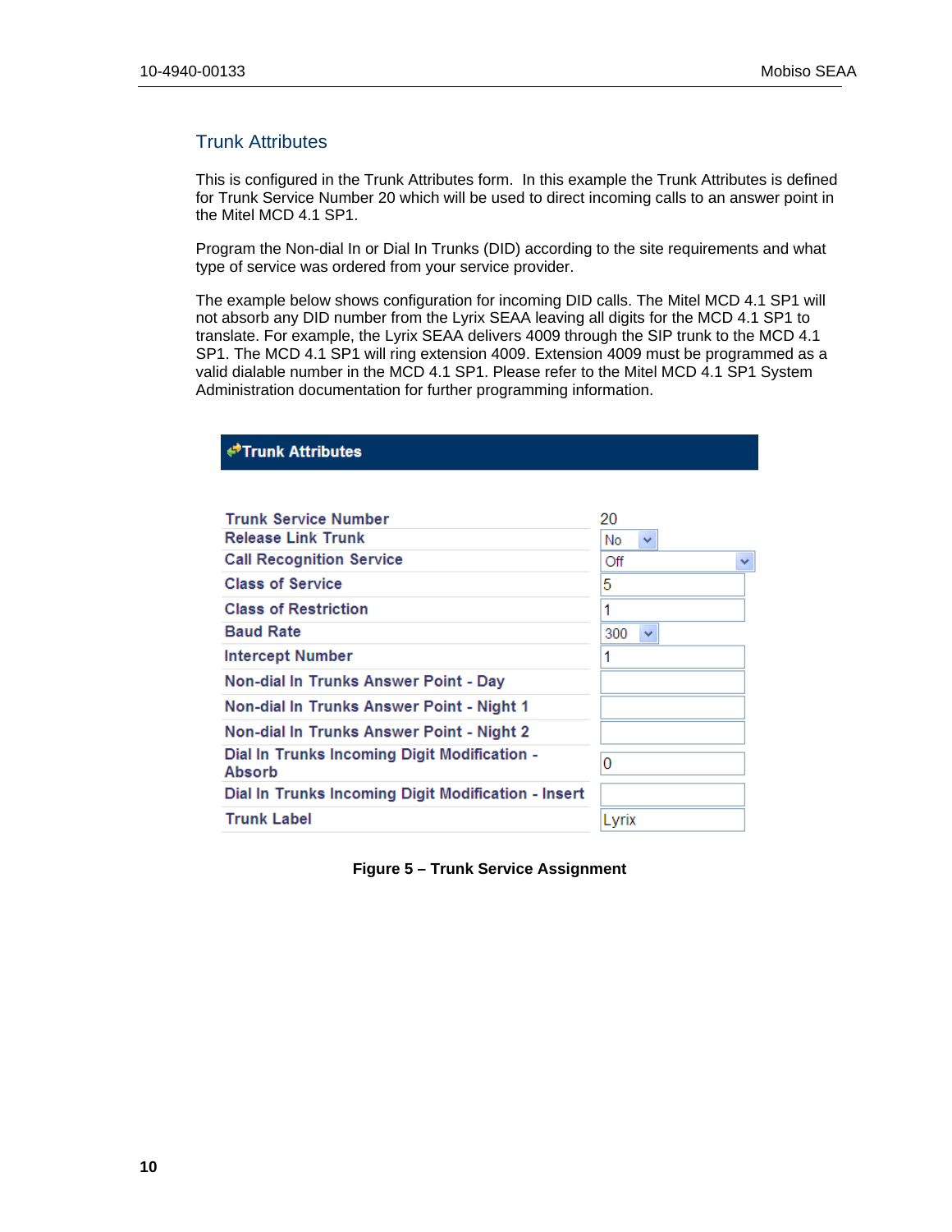## Trunk Attributes

This is configured in the Trunk Attributes form. In this example the Trunk Attributes is defined for Trunk Service Number 20 which will be used to direct incoming calls to an answer point in the Mitel MCD 4.1 SP1.

Program the Non-dial In or Dial In Trunks (DID) according to the site requirements and what type of service was ordered from your service provider.

The example below shows configuration for incoming DID calls. The Mitel MCD 4.1 SP1 will not absorb any DID number from the Lyrix SEAA leaving all digits for the MCD 4.1 SP1 to translate. For example, the Lyrix SEAA delivers 4009 through the SIP trunk to the MCD 4.1 SP1. The MCD 4.1 SP1 will ring extension 4009. Extension 4009 must be programmed as a valid dialable number in the MCD 4.1 SP1. Please refer to the Mitel MCD 4.1 SP1 System Administration documentation for further programming information.

**Trunk Attributes**

| Field | Value |
|---|---|
| Trunk Service Number | 20 |
| Release Link Trunk | No |
| Call Recognition Service | Off |
| Class of Service | 5 |
| Class of Restriction | 1 |
| Baud Rate | 300 |
| Intercept Number | 1 |
| Non-dial In Trunks Answer Point - Day | |
| Non-dial In Trunks Answer Point - Night 1 | |
| Non-dial In Trunks Answer Point - Night 2 | |
| Dial In Trunks Incoming Digit Modification - Absorb | 0 |
| Dial In Trunks Incoming Digit Modification - Insert | |
| Trunk Label | Lyrix |

**Figure 5 – Trunk Service Assignment**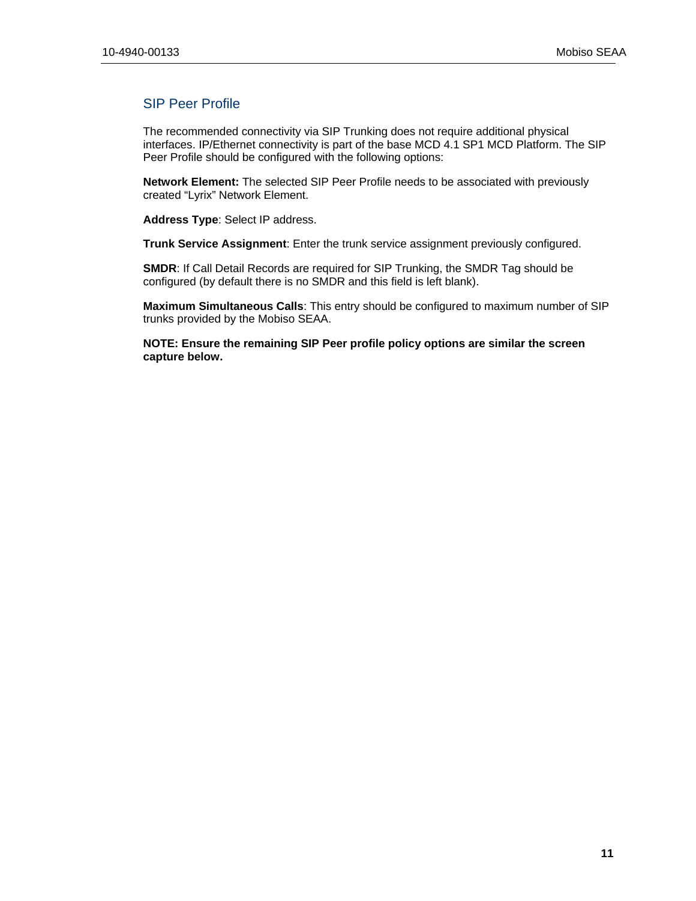## SIP Peer Profile

The recommended connectivity via SIP Trunking does not require additional physical interfaces. IP/Ethernet connectivity is part of the base MCD 4.1 SP1 MCD Platform. The SIP Peer Profile should be configured with the following options:

**Network Element:** The selected SIP Peer Profile needs to be associated with previously created “Lyrix” Network Element.

**Address Type**: Select IP address.

**Trunk Service Assignment**: Enter the trunk service assignment previously configured.

**SMDR**: If Call Detail Records are required for SIP Trunking, the SMDR Tag should be configured (by default there is no SMDR and this field is left blank).

**Maximum Simultaneous Calls**: This entry should be configured to maximum number of SIP trunks provided by the Mobiso SEAA.

**NOTE: Ensure the remaining SIP Peer profile policy options are similar the screen capture below.**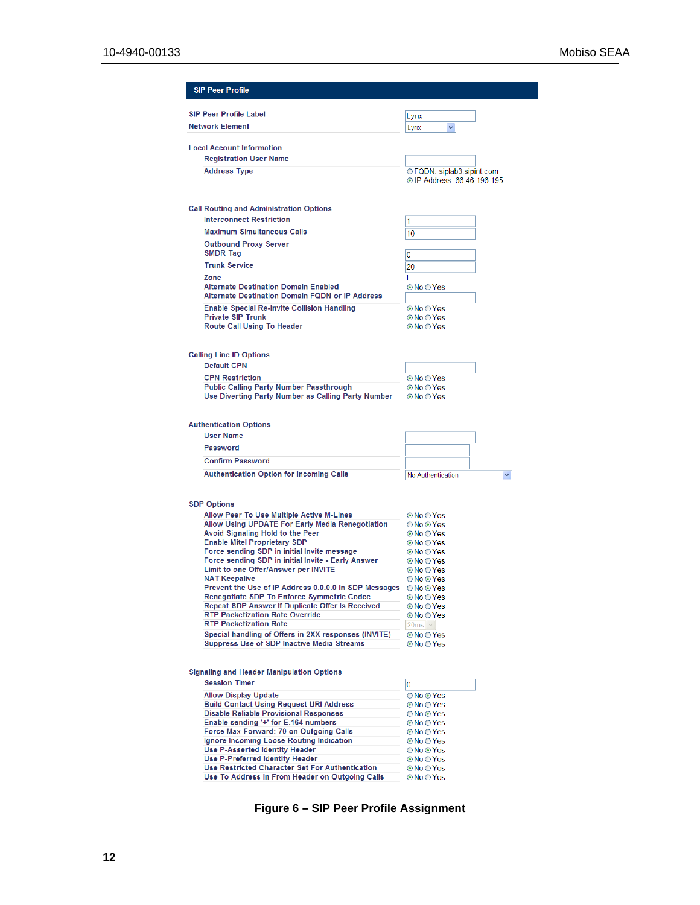**SIP Peer Profile**

| Field | Value |
|---|---|
| SIP Peer Profile Label | Lyrix |
| Network Element | Lyrix |
| **Local Account Information** | |
| Registration User Name | |
| Address Type | ○ FQDN: siplab3.sipint.com ⦿ IP Address: 66.46.196.195 |
| **Call Routing and Administration Options** | |
| Interconnect Restriction | 1 |
| Maximum Simultaneous Calls | 10 |
| Outbound Proxy Server | |
| SMDR Tag | 0 |
| Trunk Service | 20 |
| Zone | 1 |
| Alternate Destination Domain Enabled | ⦿ No ○ Yes |
| Alternate Destination Domain FQDN or IP Address | |
| Enable Special Re-invite Collision Handling | ⦿ No ○ Yes |
| Private SIP Trunk | ⦿ No ○ Yes |
| Route Call Using To Header | ⦿ No ○ Yes |
| **Calling Line ID Options** | |
| Default CPN | |
| CPN Restriction | ⦿ No ○ Yes |
| Public Calling Party Number Passthrough | ⦿ No ○ Yes |
| Use Diverting Party Number as Calling Party Number | ⦿ No ○ Yes |
| **Authentication Options** | |
| User Name | |
| Password | |
| Confirm Password | |
| Authentication Option for Incoming Calls | No Authentication |
| **SDP Options** | |
| Allow Peer To Use Multiple Active M-Lines | ⦿ No ○ Yes |
| Allow Using UPDATE For Early Media Renegotiation | ○ No ⦿ Yes |
| Avoid Signaling Hold to the Peer | ⦿ No ○ Yes |
| Enable Mitel Proprietary SDP | ⦿ No ○ Yes |
| Force sending SDP in initial Invite message | ⦿ No ○ Yes |
| Force sending SDP in initial Invite - Early Answer | ⦿ No ○ Yes |
| Limit to one Offer/Answer per INVITE | ⦿ No ○ Yes |
| NAT Keepalive | ○ No ⦿ Yes |
| Prevent the Use of IP Address 0.0.0.0 in SDP Messages | ○ No ⦿ Yes |
| Renegotiate SDP To Enforce Symmetric Codec | ⦿ No ○ Yes |
| Repeat SDP Answer If Duplicate Offer Is Received | ⦿ No ○ Yes |
| RTP Packetization Rate Override | ⦿ No ○ Yes |
| RTP Packetization Rate | 20ms |
| Special handling of Offers in 2XX responses (INVITE) | ⦿ No ○ Yes |
| Suppress Use of SDP Inactive Media Streams | ⦿ No ○ Yes |
| **Signaling and Header Manipulation Options** | |
| Session Timer | 0 |
| Allow Display Update | ○ No ⦿ Yes |
| Build Contact Using Request URI Address | ⦿ No ○ Yes |
| Disable Reliable Provisional Responses | ○ No ⦿ Yes |
| Enable sending '+' for E.164 numbers | ⦿ No ○ Yes |
| Force Max-Forward: 70 on Outgoing Calls | ⦿ No ○ Yes |
| Ignore Incoming Loose Routing Indication | ⦿ No ○ Yes |
| Use P-Asserted Identity Header | ○ No ⦿ Yes |
| Use P-Preferred Identity Header | ⦿ No ○ Yes |
| Use Restricted Character Set For Authentication | ⦿ No ○ Yes |
| Use To Address in From Header on Outgoing Calls | ⦿ No ○ Yes |

**Figure 6 – SIP Peer Profile Assignment**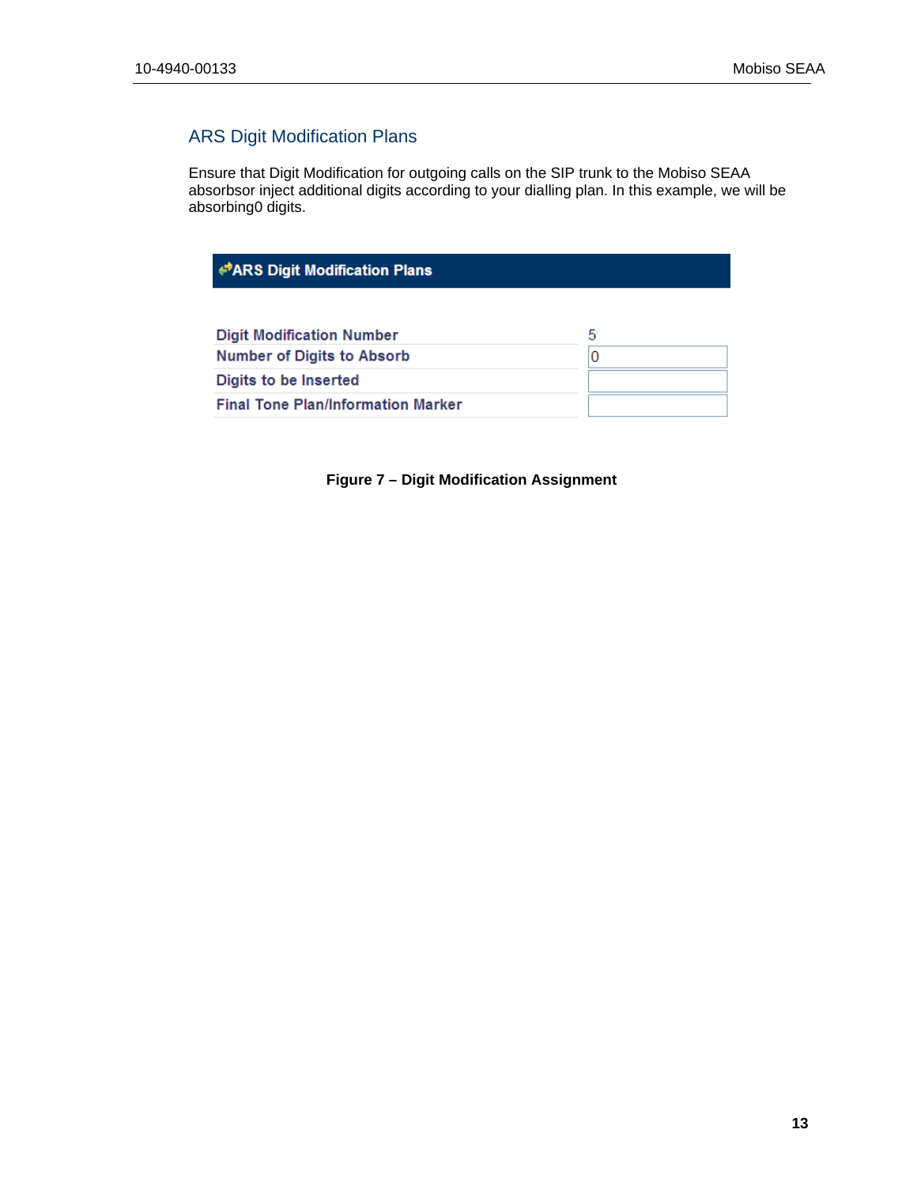## ARS Digit Modification Plans

Ensure that Digit Modification for outgoing calls on the SIP trunk to the Mobiso SEAA absorbsor inject additional digits according to your dialling plan. In this example, we will be absorbing0 digits.

| ARS Digit Modification Plans | |
|---|---|
| Digit Modification Number | 5 |
| Number of Digits to Absorb | 0 |
| Digits to be Inserted | |
| Final Tone Plan/Information Marker | |

**Figure 7 – Digit Modification Assignment**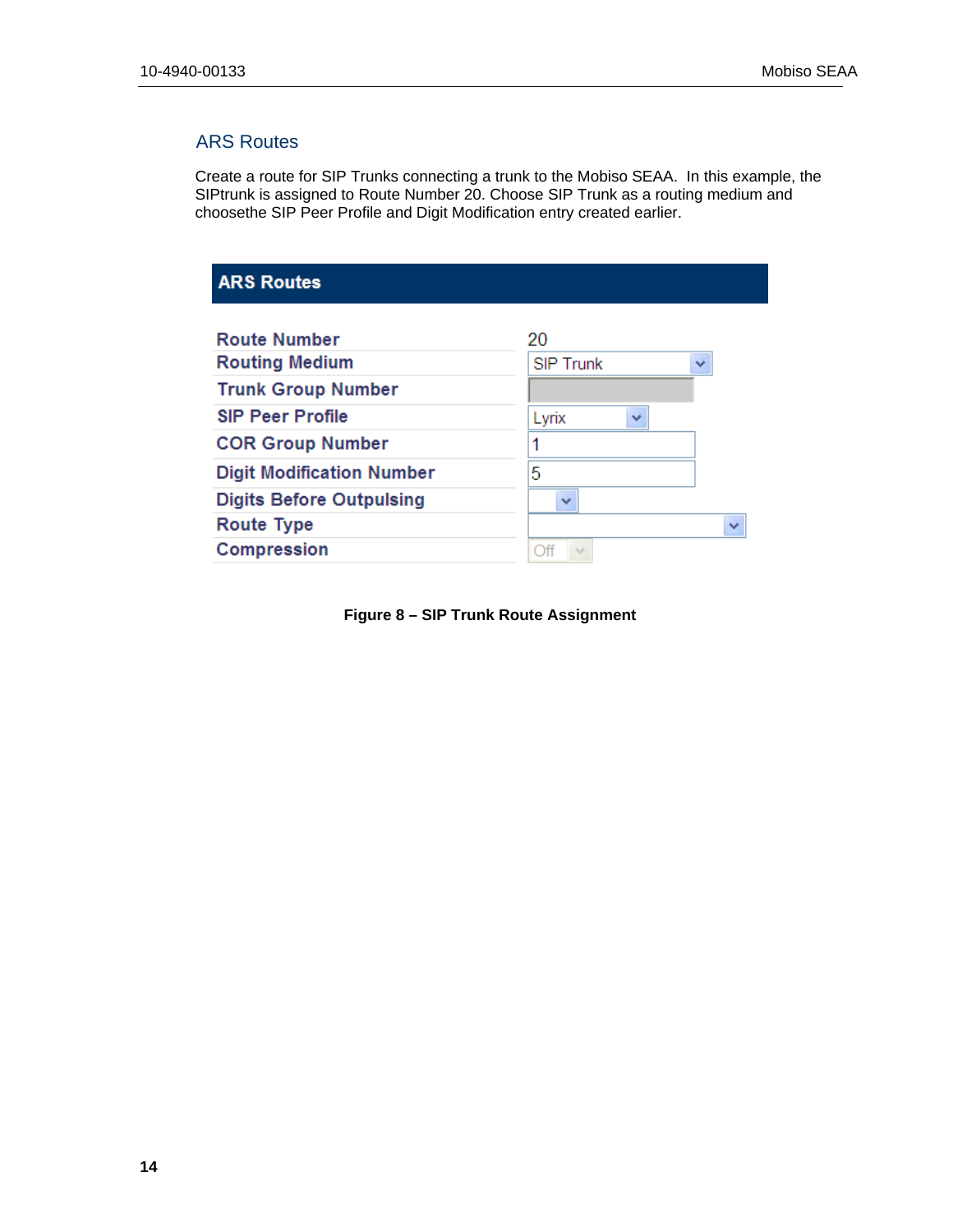## ARS Routes

Create a route for SIP Trunks connecting a trunk to the Mobiso SEAA. In this example, the SIPtrunk is assigned to Route Number 20. Choose SIP Trunk as a routing medium and choosethe SIP Peer Profile and Digit Modification entry created earlier.

| ARS Routes | |
|---|---|
| Route Number | 20 |
| Routing Medium | SIP Trunk |
| Trunk Group Number | |
| SIP Peer Profile | Lyrix |
| COR Group Number | 1 |
| Digit Modification Number | 5 |
| Digits Before Outpulsing | |
| Route Type | |
| Compression | Off |

**Figure 8 – SIP Trunk Route Assignment**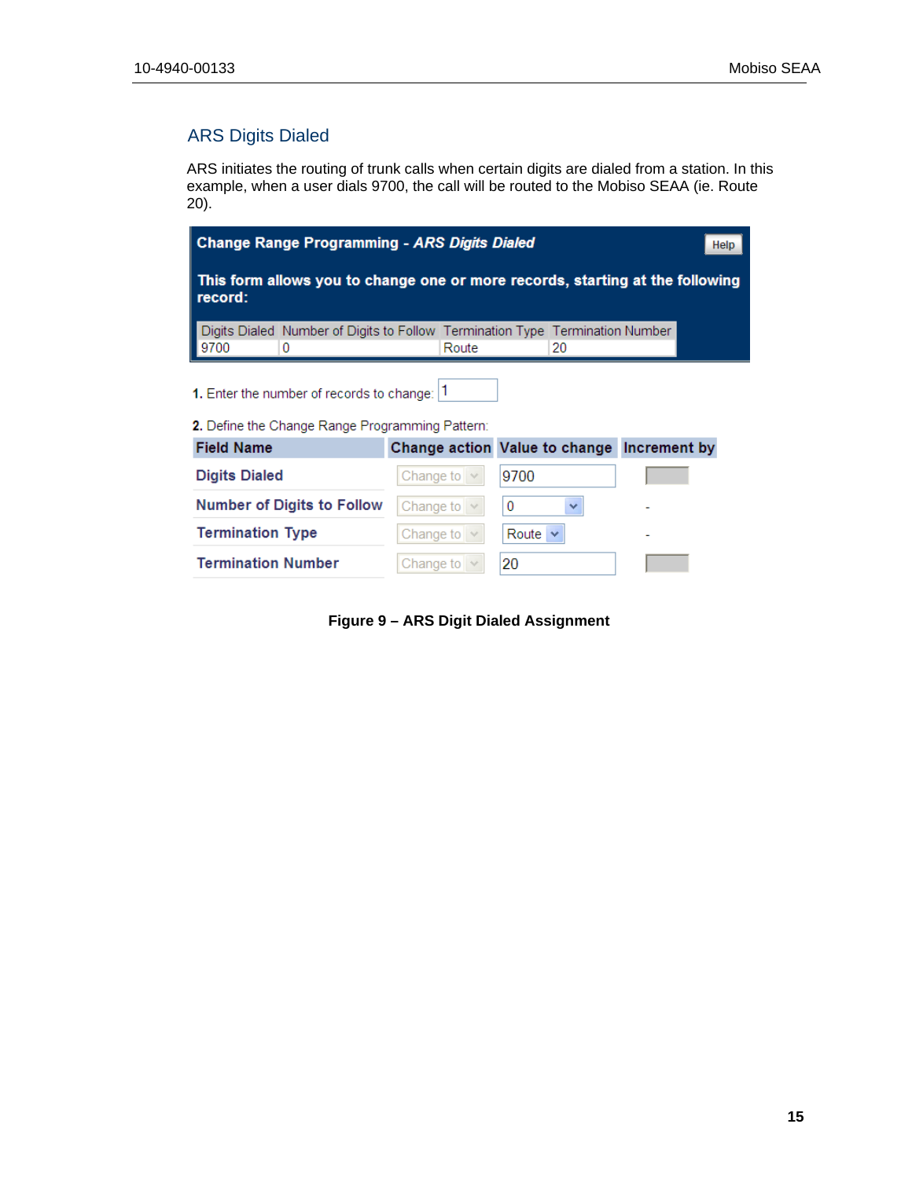## ARS Digits Dialed

ARS initiates the routing of trunk calls when certain digits are dialed from a station. In this example, when a user dials 9700, the call will be routed to the Mobiso SEAA (ie. Route 20).

**Change Range Programming -** ***ARS Digits Dialed*** Help

**This form allows you to change one or more records, starting at the following record:**

| Digits Dialed | Number of Digits to Follow | Termination Type | Termination Number |
|---|---|---|---|
| 9700 | 0 | Route | 20 |

**1.** Enter the number of records to change: 1

**2.** Define the Change Range Programming Pattern:

| Field Name | Change action | Value to change | Increment by |
|---|---|---|---|
| Digits Dialed | Change to | 9700 | |
| Number of Digits to Follow | Change to | 0 | - |
| Termination Type | Change to | Route | - |
| Termination Number | Change to | 20 | |

**Figure 9 – ARS Digit Dialed Assignment**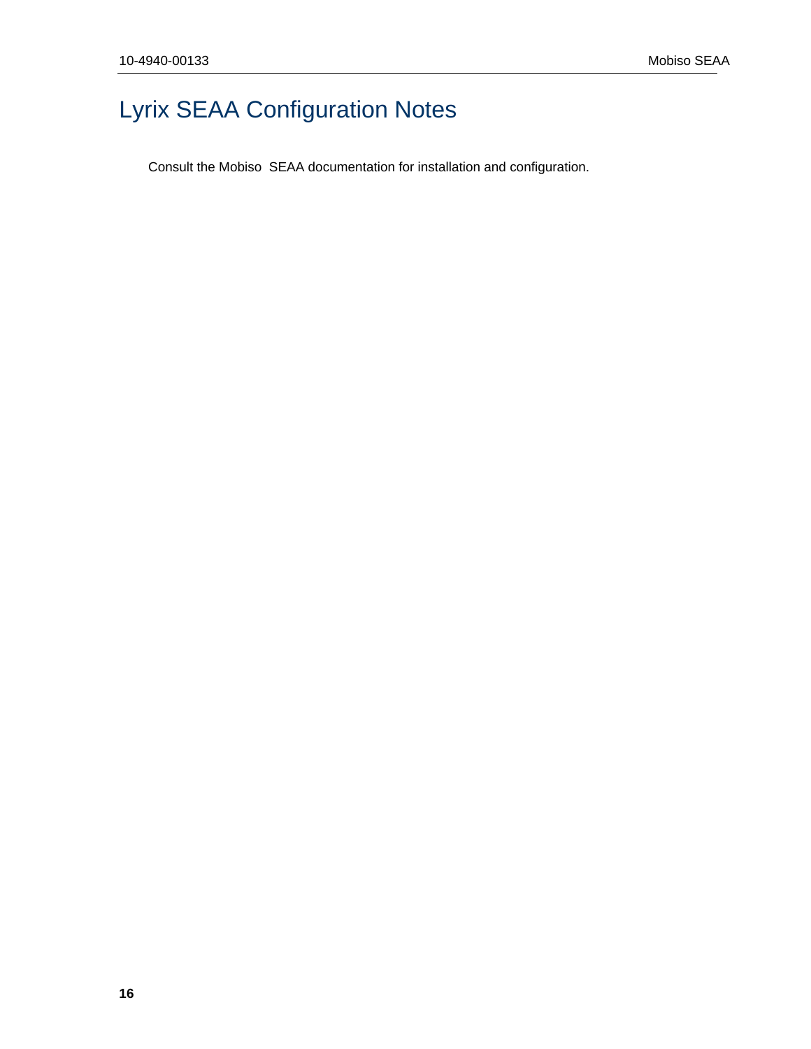# Lyrix SEAA Configuration Notes

Consult the Mobiso  SEAA documentation for installation and configuration.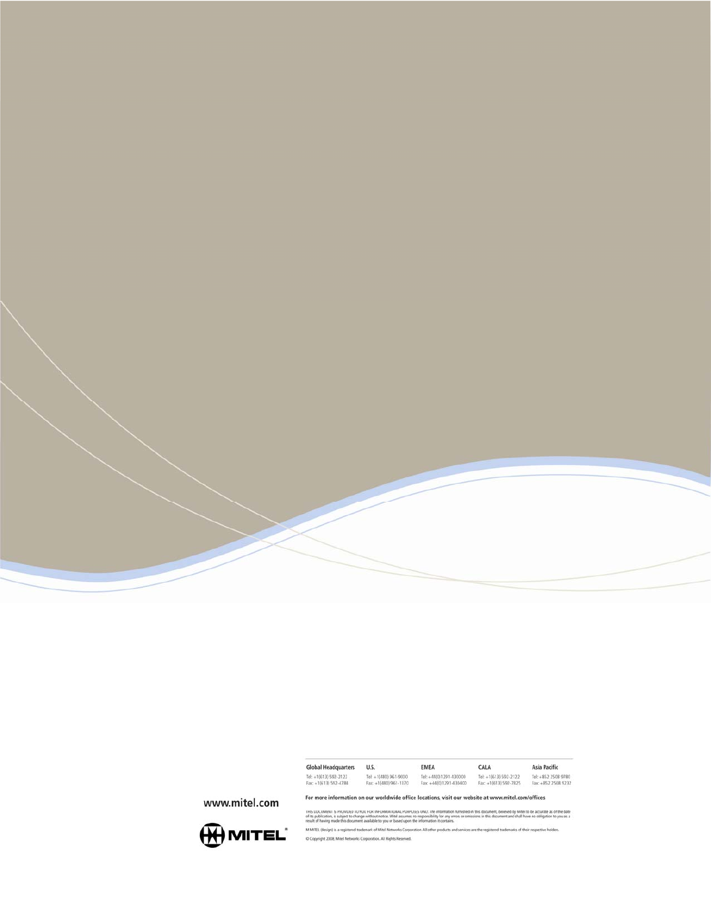| Global Headquarters | U.S. | EMEA | CALA | Asia Pacific |
| --- | --- | --- | --- | --- |
| Tel: +1(613) 592-2122 | Tel: +1(480) 961-9000 | Tel: +44(0)1291-430000 | Tel: +1(613) 592-2122 | Tel: +852 2508 9780 |
| Fax: +1(613) 592-4784 | Fax: +1(480) 961-1370 | Fax: +44(0)1291-430400 | Fax: +1(613) 592-7825 | Fax: +852 2508 9232 |

**For more information on our worldwide office locations, visit our website at www.mitel.com/offices**

www.mitel.com

MITEL®

THIS DOCUMENT IS PROVIDED TO YOU FOR INFORMATIONAL PURPOSES ONLY. The information furnished in this document, believed by Mitel to be accurate as of the date of its publication, is subject to change without notice. Mitel assumes no responsibility for any errors or omissions in this document and shall have no obligation to you as a result of having made this document available to you or based upon the information it contains.

M MITEL (design) is a registered trademark of Mitel Networks Corporation. All other products and services are the registered trademarks of their respective holders.

© Copyright 2008, Mitel Networks Corporation. All Rights Reserved.